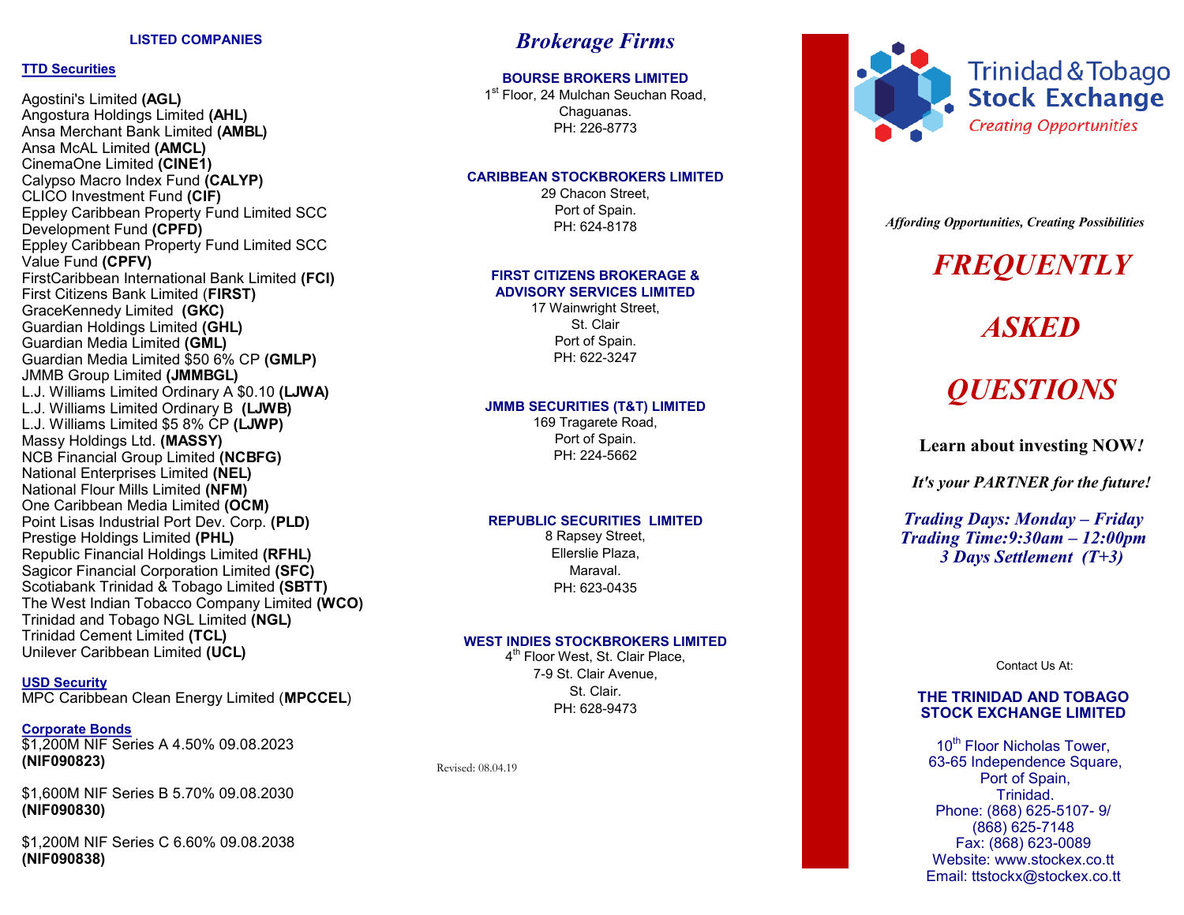## LISTED COMPANIES

### TTD Securities

Agostini's Limited **(AGL)**
Angostura Holdings Limited **(AHL)**
Ansa Merchant Bank Limited **(AMBL)**
Ansa McAL Limited **(AMCL)**
CinemaOne Limited **(CINE1)**
Calypso Macro Index Fund **(CALYP)**
CLICO Investment Fund **(CIF)**
Eppley Caribbean Property Fund Limited SCC Development Fund **(CPFD)**
Eppley Caribbean Property Fund Limited SCC Value Fund **(CPFV)**
FirstCaribbean International Bank Limited **(FCI)**
First Citizens Bank Limited (**FIRST**)
GraceKennedy Limited **(GKC)**
Guardian Holdings Limited **(GHL)**
Guardian Media Limited **(GML)**
Guardian Media Limited $50 6% CP **(GMLP)**
JMMB Group Limited **(JMMBGL)**
L.J. Williams Limited Ordinary A $0.10 **(LJWA)**
L.J. Williams Limited Ordinary B **(LJWB)**
L.J. Williams Limited $5 8% CP **(LJWP)**
Massy Holdings Ltd. **(MASSY)**
NCB Financial Group Limited **(NCBFG)**
National Enterprises Limited **(NEL)**
National Flour Mills Limited **(NFM)**
One Caribbean Media Limited **(OCM)**
Point Lisas Industrial Port Dev. Corp. **(PLD)**
Prestige Holdings Limited **(PHL)**
Republic Financial Holdings Limited **(RFHL)**
Sagicor Financial Corporation Limited **(SFC)**
Scotiabank Trinidad & Tobago Limited **(SBTT)**
The West Indian Tobacco Company Limited **(WCO)**
Trinidad and Tobago NGL Limited **(NGL)**
Trinidad Cement Limited **(TCL)**
Unilever Caribbean Limited **(UCL)**

### USD Security

MPC Caribbean Clean Energy Limited (**MPCCEL**)

### Corporate Bonds

$1,200M NIF Series A 4.50% 09.08.2023 **(NIF090823)**

$1,600M NIF Series B 5.70% 09.08.2030 **(NIF090830)**

$1,200M NIF Series C 6.60% 09.08.2038 **(NIF090838)**

## *Brokerage Firms*

**BOURSE BROKERS LIMITED**
1st Floor, 24 Mulchan Seuchan Road,
Chaguanas.
PH: 226-8773

**CARIBBEAN STOCKBROKERS LIMITED**
29 Chacon Street,
Port of Spain.
PH: 624-8178

**FIRST CITIZENS BROKERAGE & ADVISORY SERVICES LIMITED**
17 Wainwright Street,
St. Clair
Port of Spain.
PH: 622-3247

**JMMB SECURITIES (T&T) LIMITED**
169 Tragarete Road,
Port of Spain.
PH: 224-5662

**REPUBLIC SECURITIES LIMITED**
8 Rapsey Street,
Ellerslie Plaza,
Maraval.
PH: 623-0435

**WEST INDIES STOCKBROKERS LIMITED**
4th Floor West, St. Clair Place,
7-9 St. Clair Avenue,
St. Clair.
PH: 628-9473

Revised: 08.04.19

Trinidad & Tobago Stock Exchange
*Creating Opportunities*

***Affording Opportunities, Creating Possibilities***

# *FREQUENTLY ASKED QUESTIONS*

**Learn about investing NOW*!***

***It's your PARTNER for the future!***

***Trading Days: Monday – Friday***
***Trading Time:9:30am – 12:00pm***
***3 Days Settlement (T+3)***

Contact Us At:

**THE TRINIDAD AND TOBAGO STOCK EXCHANGE LIMITED**

10th Floor Nicholas Tower,
63-65 Independence Square,
Port of Spain,
Trinidad.
Phone: (868) 625-5107- 9/
(868) 625-7148
Fax: (868) 623-0089
Website: www.stockex.co.tt
Email: ttstockx@stockex.co.tt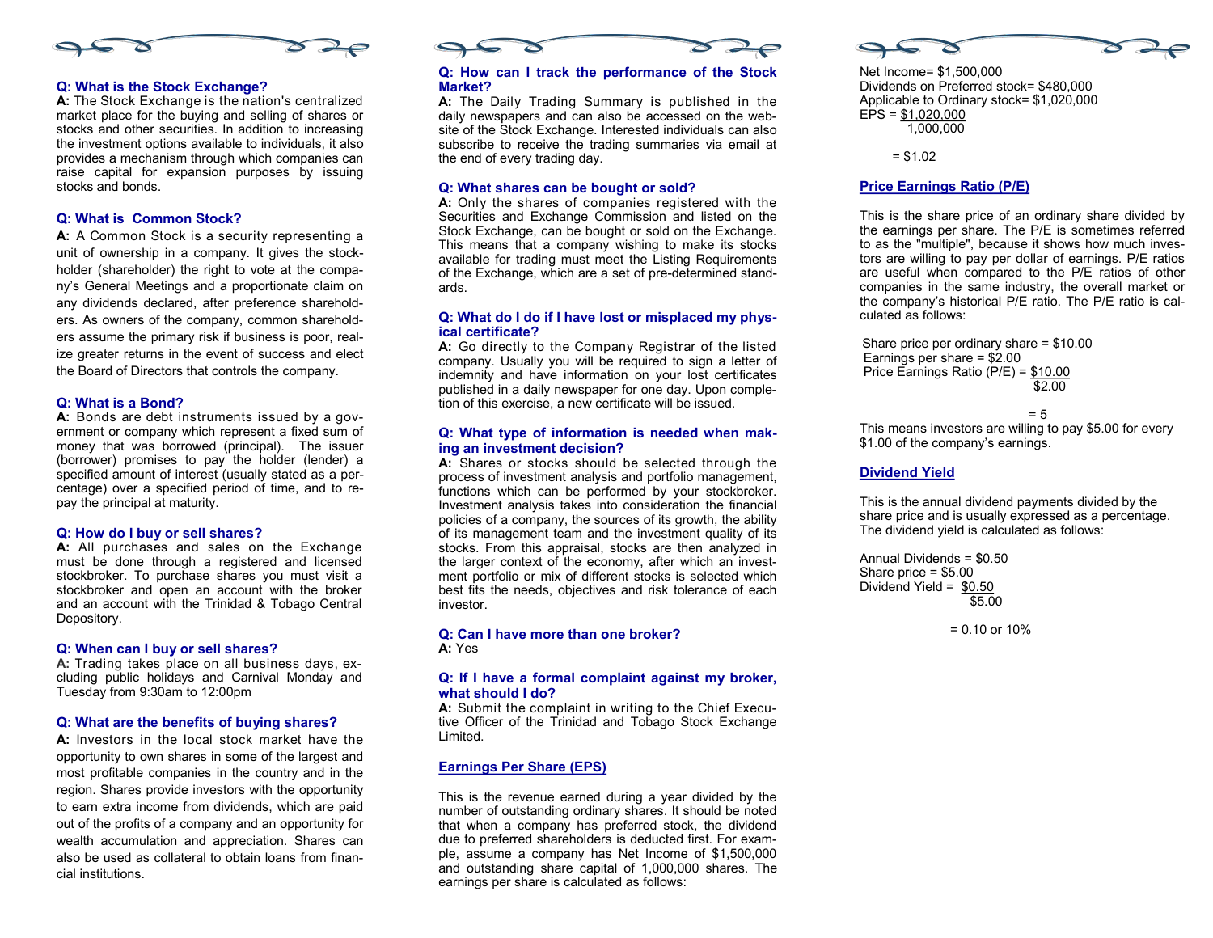**Q: What is the Stock Exchange?**

**A:** The Stock Exchange is the nation's centralized market place for the buying and selling of shares or stocks and other securities. In addition to increasing the investment options available to individuals, it also provides a mechanism through which companies can raise capital for expansion purposes by issuing stocks and bonds.

**Q: What is Common Stock?**

**A:** A Common Stock is a security representing a unit of ownership in a company. It gives the stockholder (shareholder) the right to vote at the company's General Meetings and a proportionate claim on any dividends declared, after preference shareholders. As owners of the company, common shareholders assume the primary risk if business is poor, realize greater returns in the event of success and elect the Board of Directors that controls the company.

**Q: What is a Bond?**

**A:** Bonds are debt instruments issued by a government or company which represent a fixed sum of money that was borrowed (principal). The issuer (borrower) promises to pay the holder (lender) a specified amount of interest (usually stated as a percentage) over a specified period of time, and to repay the principal at maturity.

**Q: How do I buy or sell shares?**

**A:** All purchases and sales on the Exchange must be done through a registered and licensed stockbroker. To purchase shares you must visit a stockbroker and open an account with the broker and an account with the Trinidad & Tobago Central Depository.

**Q: When can I buy or sell shares?**

**A:** Trading takes place on all business days, excluding public holidays and Carnival Monday and Tuesday from 9:30am to 12:00pm

**Q: What are the benefits of buying shares?**

**A:** Investors in the local stock market have the opportunity to own shares in some of the largest and most profitable companies in the country and in the region. Shares provide investors with the opportunity to earn extra income from dividends, which are paid out of the profits of a company and an opportunity for wealth accumulation and appreciation. Shares can also be used as collateral to obtain loans from financial institutions.

**Q: How can I track the performance of the Stock Market?**

**A:** The Daily Trading Summary is published in the daily newspapers and can also be accessed on the website of the Stock Exchange. Interested individuals can also subscribe to receive the trading summaries via email at the end of every trading day.

**Q: What shares can be bought or sold?**

**A:** Only the shares of companies registered with the Securities and Exchange Commission and listed on the Stock Exchange, can be bought or sold on the Exchange. This means that a company wishing to make its stocks available for trading must meet the Listing Requirements of the Exchange, which are a set of pre-determined standards.

**Q: What do I do if I have lost or misplaced my physical certificate?**

**A:** Go directly to the Company Registrar of the listed company. Usually you will be required to sign a letter of indemnity and have information on your lost certificates published in a daily newspaper for one day. Upon completion of this exercise, a new certificate will be issued.

**Q: What type of information is needed when making an investment decision?**

**A:** Shares or stocks should be selected through the process of investment analysis and portfolio management, functions which can be performed by your stockbroker. Investment analysis takes into consideration the financial policies of a company, the sources of its growth, the ability of its management team and the investment quality of its stocks. From this appraisal, stocks are then analyzed in the larger context of the economy, after which an investment portfolio or mix of different stocks is selected which best fits the needs, objectives and risk tolerance of each investor.

**Q: Can I have more than one broker?**

**A:** Yes

**Q: If I have a formal complaint against my broker, what should I do?**

**A:** Submit the complaint in writing to the Chief Executive Officer of the Trinidad and Tobago Stock Exchange Limited.

## Earnings Per Share (EPS)

This is the revenue earned during a year divided by the number of outstanding ordinary shares. It should be noted that when a company has preferred stock, the dividend due to preferred shareholders is deducted first. For example, assume a company has Net Income of $1,500,000 and outstanding share capital of 1,000,000 shares. The earnings per share is calculated as follows:

Net Income= $1,500,000
Dividends on Preferred stock= $480,000
Applicable to Ordinary stock= $1,020,000

$$\text{EPS} = \frac{\$1{,}020{,}000}{1{,}000{,}000} = \$1.02$$

## Price Earnings Ratio (P/E)

This is the share price of an ordinary share divided by the earnings per share. The P/E is sometimes referred to as the "multiple", because it shows how much investors are willing to pay per dollar of earnings. P/E ratios are useful when compared to the P/E ratios of other companies in the same industry, the overall market or the company's historical P/E ratio. The P/E ratio is calculated as follows:

Share price per ordinary share = $10.00
Earnings per share = $2.00

$$\text{Price Earnings Ratio (P/E)} = \frac{\$10.00}{\$2.00} = 5$$

This means investors are willing to pay $5.00 for every $1.00 of the company's earnings.

## Dividend Yield

This is the annual dividend payments divided by the share price and is usually expressed as a percentage. The dividend yield is calculated as follows:

Annual Dividends = $0.50
Share price = $5.00

$$\text{Dividend Yield} = \frac{\$0.50}{\$5.00} = 0.10 \text{ or } 10\%$$